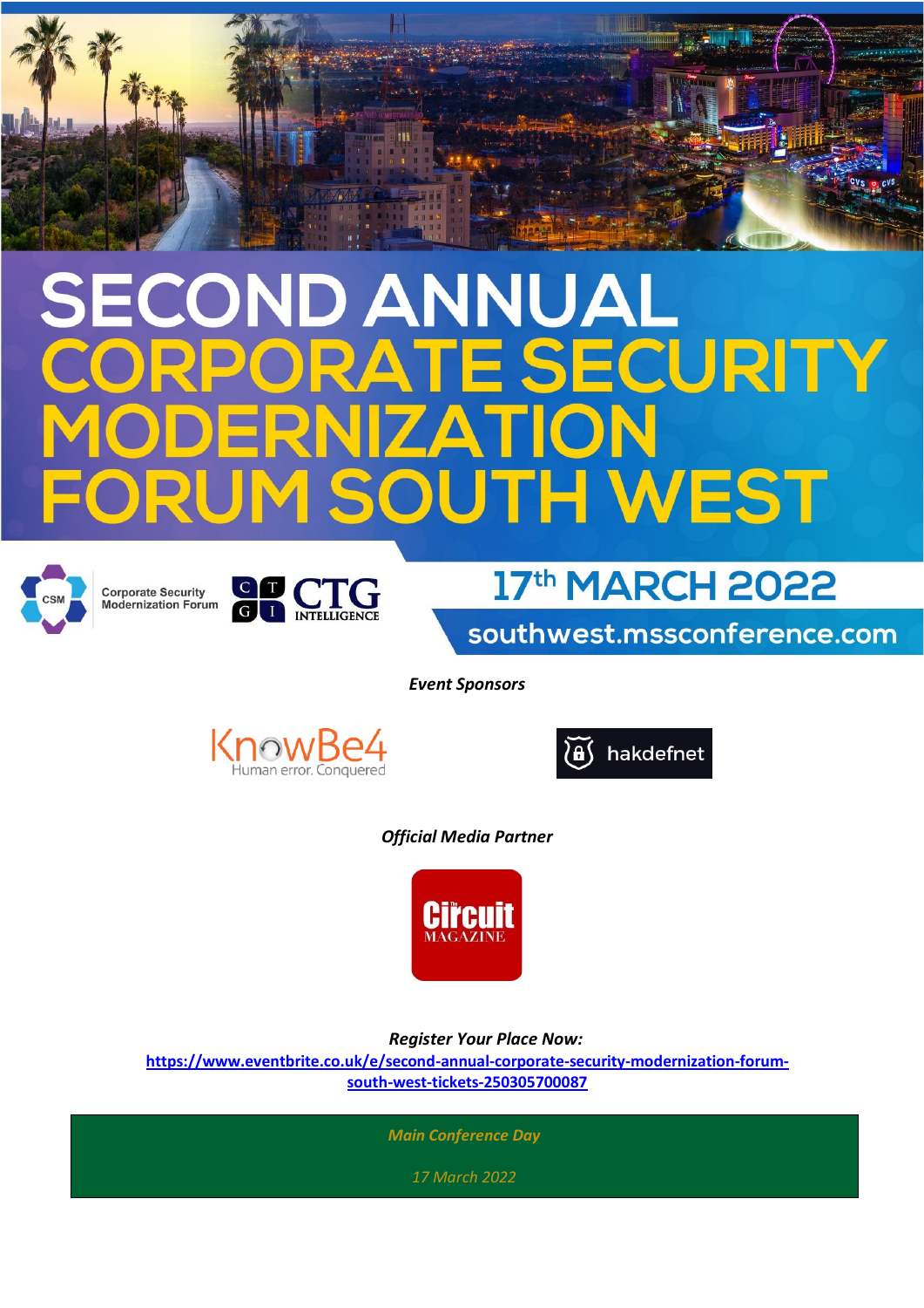# SECOND ANNUAL CORPORATE SECURITY MODERNIZATION FORUM SOUTH WEST

Corporate Security Modernization Forum

CTG INTELLIGENCE

## 17th MARCH 2022

southwest.mssconference.com

*Event Sponsors*

KnowBe4 — Human error. Conquered

hakdefnet

*Official Media Partner*

The Circuit MAGAZINE

***Register Your Place Now:***

[https://www.eventbrite.co.uk/e/second-annual-corporate-security-modernization-forum-south-west-tickets-250305700087](https://www.eventbrite.co.uk/e/second-annual-corporate-security-modernization-forum-south-west-tickets-250305700087)

***Main Conference Day***

*17 March 2022*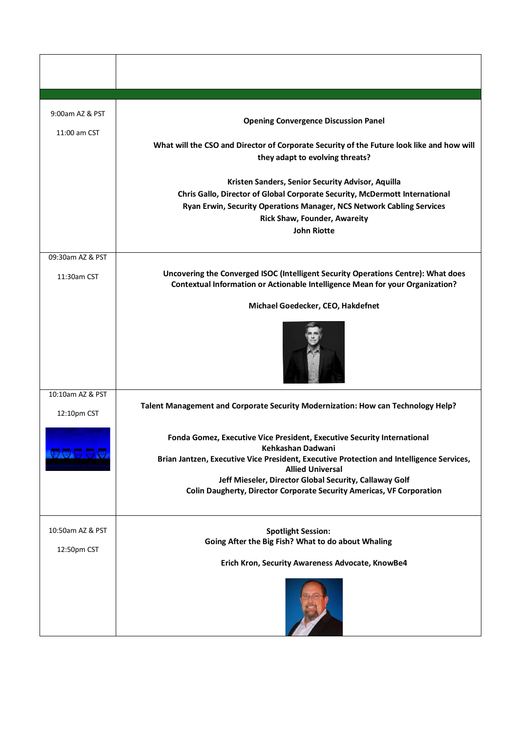| | |
|---|---|
| | |
| 9:00am AZ & PST<br><br>11:00 am CST | **Opening Convergence Discussion Panel**<br><br>**What will the CSO and Director of Corporate Security of the Future look like and how will they adapt to evolving threats?**<br><br>**Kristen Sanders, Senior Security Advisor, Aquilla**<br>**Chris Gallo, Director of Global Corporate Security, McDermott International**<br>**Ryan Erwin, Security Operations Manager, NCS Network Cabling Services**<br>**Rick Shaw, Founder, Awareity**<br>**John Riotte** |
| 09:30am AZ & PST<br><br>11:30am CST | **Uncovering the Converged ISOC (Intelligent Security Operations Centre): What does Contextual Information or Actionable Intelligence Mean for your Organization?**<br><br>**Michael Goedecker, CEO, Hakdefnet** |
| 10:10am AZ & PST<br><br>12:10pm CST | **Talent Management and Corporate Security Modernization: How can Technology Help?**<br><br>**Fonda Gomez, Executive Vice President, Executive Security International**<br>**Kehkashan Dadwani**<br>**Brian Jantzen, Executive Vice President, Executive Protection and Intelligence Services, Allied Universal**<br>**Jeff Mieseler, Director Global Security, Callaway Golf**<br>**Colin Daugherty, Director Corporate Security Americas, VF Corporation** |
| 10:50am AZ & PST<br><br>12:50pm CST | **Spotlight Session:**<br>**Going After the Big Fish? What to do about Whaling**<br><br>**Erich Kron, Security Awareness Advocate, KnowBe4** |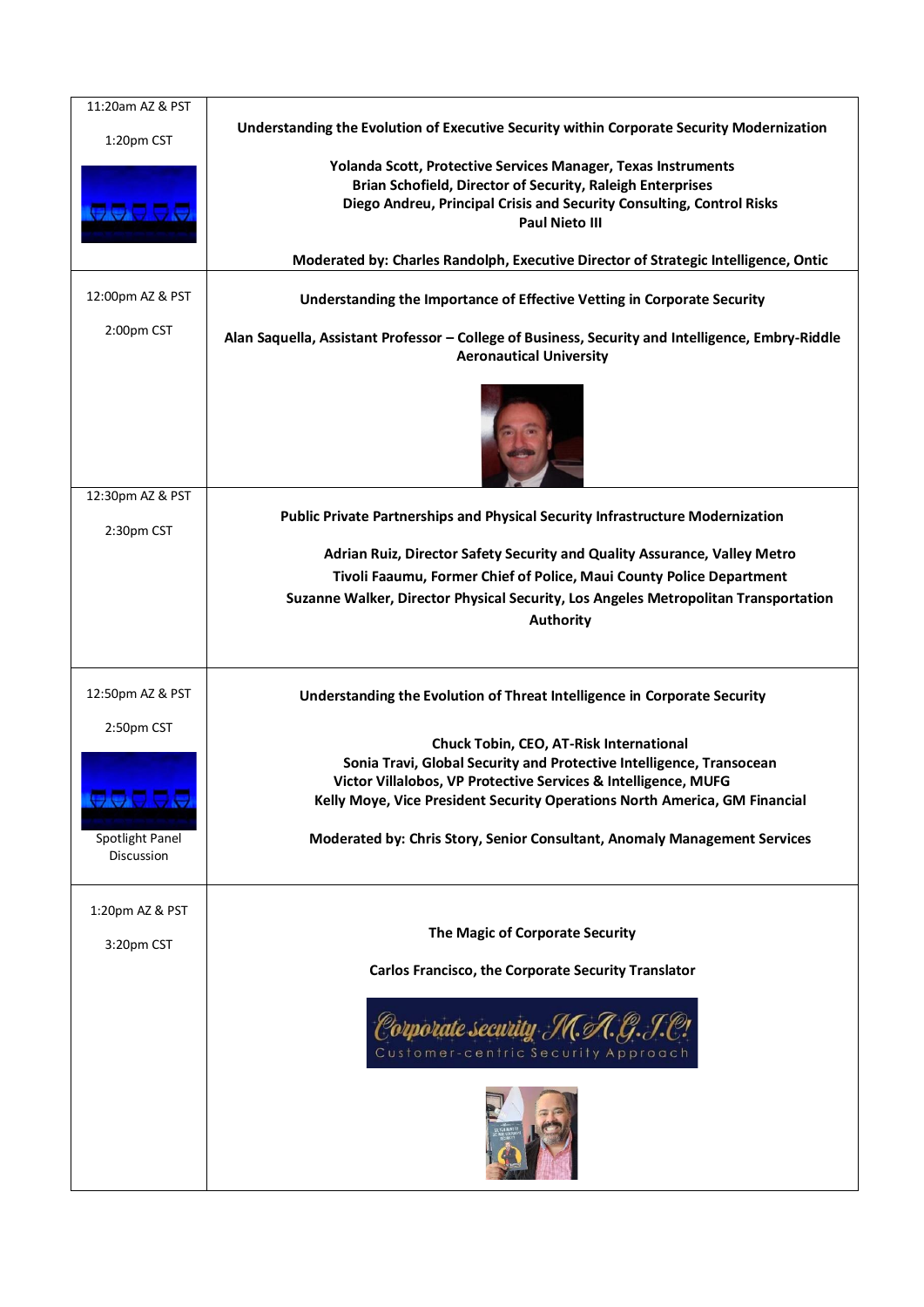| | |
|---|---|
| 11:20am AZ & PST<br><br>1:20pm CST | **Understanding the Evolution of Executive Security within Corporate Security Modernization**<br><br>**Yolanda Scott, Protective Services Manager, Texas Instruments**<br>**Brian Schofield, Director of Security, Raleigh Enterprises**<br>**Diego Andreu, Principal Crisis and Security Consulting, Control Risks**<br>**Paul Nieto III**<br><br>**Moderated by: Charles Randolph, Executive Director of Strategic Intelligence, Ontic** |
| 12:00pm AZ & PST<br><br>2:00pm CST | **Understanding the Importance of Effective Vetting in Corporate Security**<br><br>**Alan Saquella, Assistant Professor – College of Business, Security and Intelligence, Embry-Riddle Aeronautical University** |
| 12:30pm AZ & PST<br><br>2:30pm CST | **Public Private Partnerships and Physical Security Infrastructure Modernization**<br><br>**Adrian Ruiz, Director Safety Security and Quality Assurance, Valley Metro**<br>**Tivoli Faaumu, Former Chief of Police, Maui County Police Department**<br>**Suzanne Walker, Director Physical Security, Los Angeles Metropolitan Transportation Authority** |
| 12:50pm AZ & PST<br><br>2:50pm CST<br><br>Spotlight Panel Discussion | **Understanding the Evolution of Threat Intelligence in Corporate Security**<br><br>**Chuck Tobin, CEO, AT-Risk International**<br>**Sonia Travi, Global Security and Protective Intelligence, Transocean**<br>**Victor Villalobos, VP Protective Services & Intelligence, MUFG**<br>**Kelly Moye, Vice President Security Operations North America, GM Financial**<br><br>**Moderated by: Chris Story, Senior Consultant, Anomaly Management Services** |
| 1:20pm AZ & PST<br><br>3:20pm CST | **The Magic of Corporate Security**<br><br>**Carlos Francisco, the Corporate Security Translator**<br><br>Corporate security M.A.G.I.C!<br>Customer-centric Security Approach |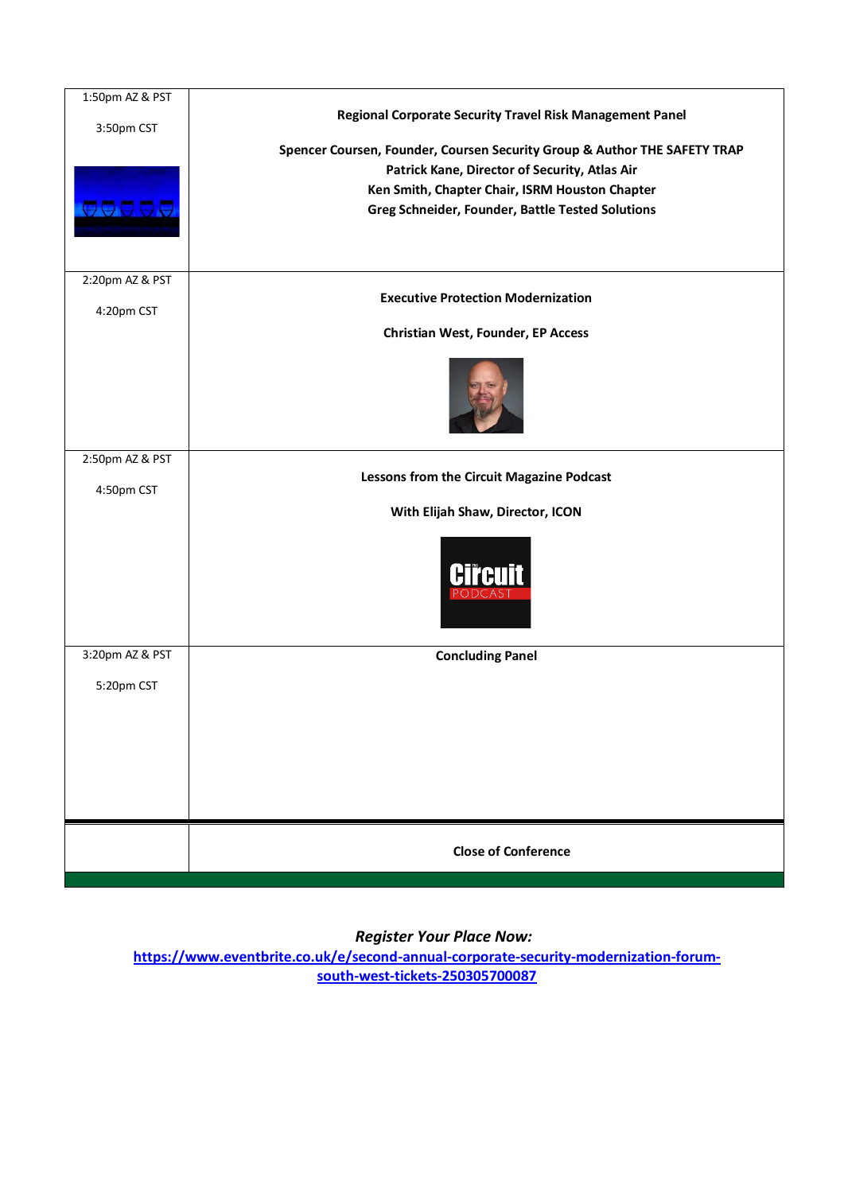| | |
|---|---|
| 1:50pm AZ & PST<br><br>3:50pm CST | **Regional Corporate Security Travel Risk Management Panel**<br><br>**Spencer Coursen, Founder, Coursen Security Group & Author THE SAFETY TRAP**<br>**Patrick Kane, Director of Security, Atlas Air**<br>**Ken Smith, Chapter Chair, ISRM Houston Chapter**<br>**Greg Schneider, Founder, Battle Tested Solutions** |
| 2:20pm AZ & PST<br><br>4:20pm CST | **Executive Protection Modernization**<br><br>**Christian West, Founder, EP Access** |
| 2:50pm AZ & PST<br><br>4:50pm CST | **Lessons from the Circuit Magazine Podcast**<br><br>**With Elijah Shaw, Director, ICON** |
| 3:20pm AZ & PST<br><br>5:20pm CST | **Concluding Panel** |
| | **Close of Conference** |

*Register Your Place Now:*
**https://www.eventbrite.co.uk/e/second-annual-corporate-security-modernization-forum-south-west-tickets-250305700087**